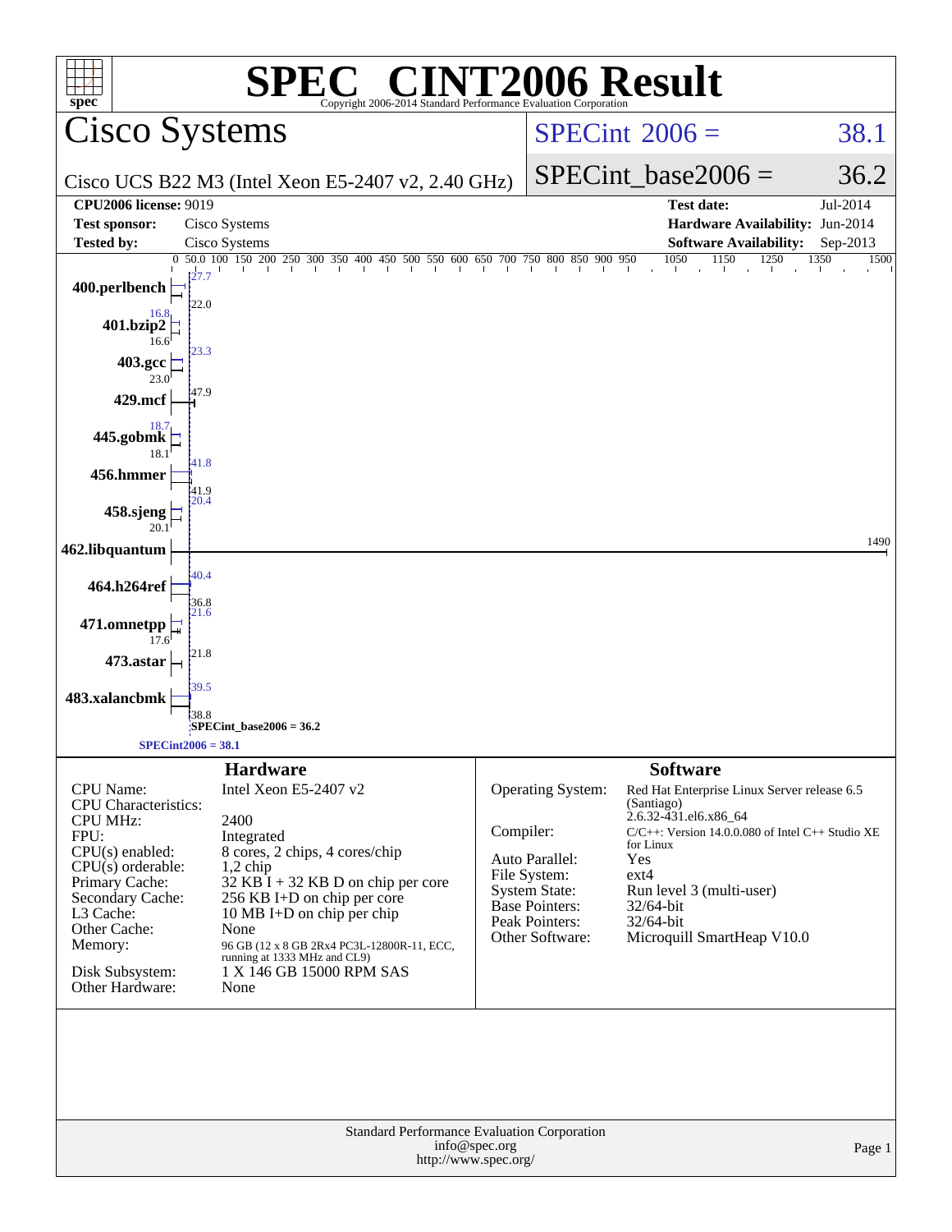# SPEC® CINT2006 Result

Copyright 2006-2014 Standard Performance Evaluation Corporation

## Cisco Systems

Cisco UCS B22 M3 (Intel Xeon E5-2407 v2, 2.40 GHz)

SPECint_2006 = 38.1

SPECint_base2006 = 36.2

| | | | |
|---|---|---|---|
| **CPU2006 license:** | 9019 | **Test date:** | Jul-2014 |
| **Test sponsor:** | Cisco Systems | **Hardware Availability:** | Jun-2014 |
| **Tested by:** | Cisco Systems | **Software Availability:** | Sep-2013 |

| Benchmark | Peak | Base |
|---|---|---|
| 400.perlbench | 27.7 | |
| 401.bzip2 | 16.8 | 16.6 |
| 403.gcc | 23.3 | 23.0 |
| 429.mcf | 47.9 | |
| 445.gobmk | 18.7 | 18.1 |
| 456.hmmer | 41.8 | 41.9 |
| 458.sjeng | 20.4 | 20.1 |
| 462.libquantum | 1490 | |
| 464.h264ref | 40.4 | 36.8 |
| 471.omnetpp | 21.6 | 17.6 |
| 473.astar | 21.8 | |
| 483.xalancbmk | 39.5 | 38.8 |

SPECint_base2006 = 36.2

SPECint2006 = 38.1

## Hardware

| | |
|---|---|
| CPU Name: | Intel Xeon E5-2407 v2 |
| CPU Characteristics: | |
| CPU MHz: | 2400 |
| FPU: | Integrated |
| CPU(s) enabled: | 8 cores, 2 chips, 4 cores/chip |
| CPU(s) orderable: | 1,2 chip |
| Primary Cache: | 32 KB I + 32 KB D on chip per core |
| Secondary Cache: | 256 KB I+D on chip per core |
| L3 Cache: | 10 MB I+D on chip per chip |
| Other Cache: | None |
| Memory: | 96 GB (12 x 8 GB 2Rx4 PC3L-12800R-11, ECC, running at 1333 MHz and CL9) |
| Disk Subsystem: | 1 X 146 GB 15000 RPM SAS |
| Other Hardware: | None |

## Software

| | |
|---|---|
| Operating System: | Red Hat Enterprise Linux Server release 6.5 (Santiago) 2.6.32-431.el6.x86_64 |
| Compiler: | C/C++: Version 14.0.0.080 of Intel C++ Studio XE for Linux |
| Auto Parallel: | Yes |
| File System: | ext4 |
| System State: | Run level 3 (multi-user) |
| Base Pointers: | 32/64-bit |
| Peak Pointers: | 32/64-bit |
| Other Software: | Microquill SmartHeap V10.0 |

Standard Performance Evaluation Corporation
info@spec.org
http://www.spec.org/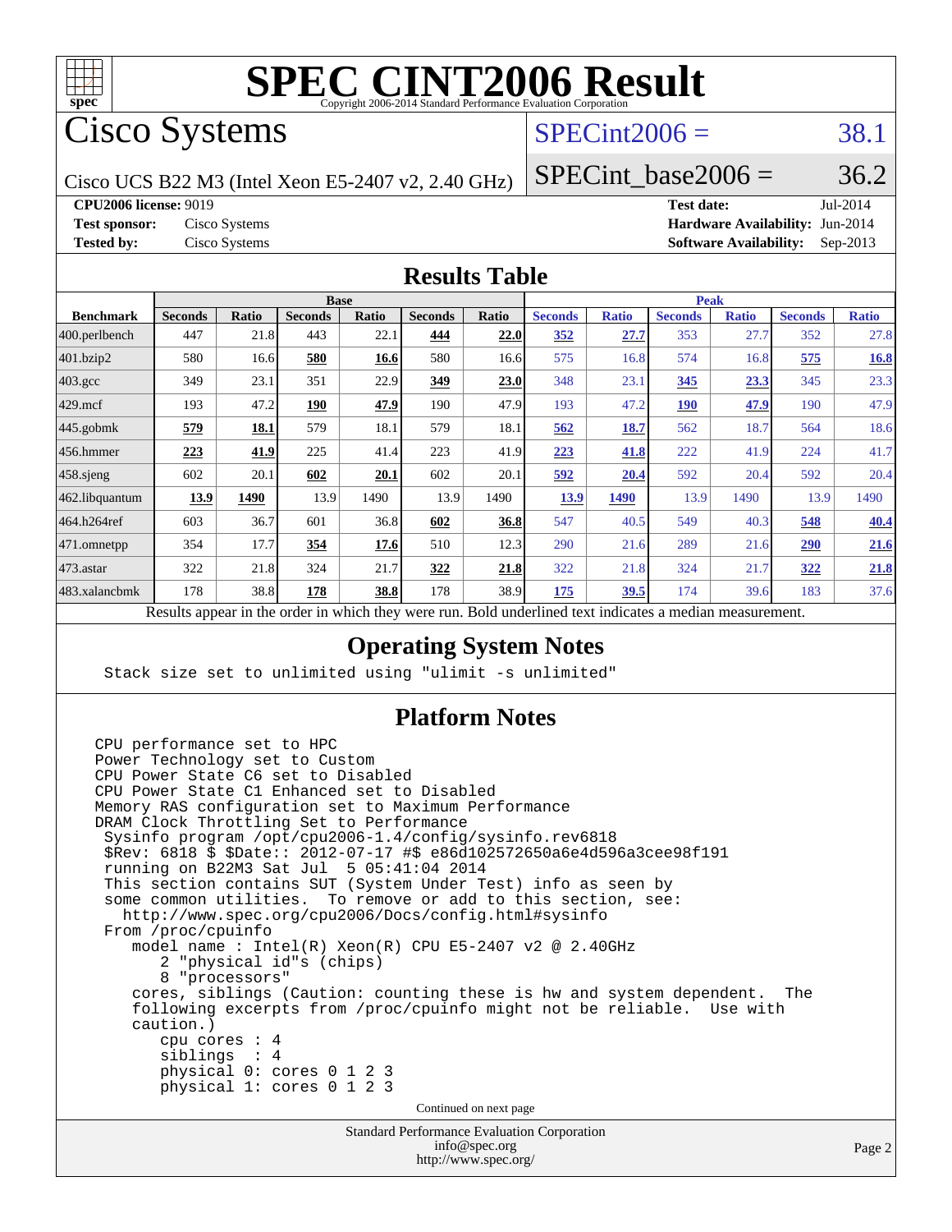# SPEC CINT2006 Result

Copyright 2006-2014 Standard Performance Evaluation Corporation

## Cisco Systems

Cisco UCS B22 M3 (Intel Xeon E5-2407 v2, 2.40 GHz)

SPECint2006 = 38.1

SPECint_base2006 = 36.2

**CPU2006 license:** 9019
**Test sponsor:** Cisco Systems
**Tested by:** Cisco Systems

**Test date:** Jul-2014
**Hardware Availability:** Jun-2014
**Software Availability:** Sep-2013

## Results Table

| Benchmark | Base | | | | | | Peak | | | | | |
|---|---|---|---|---|---|---|---|---|---|---|---|---|
| | Seconds | Ratio | Seconds | Ratio | Seconds | Ratio | Seconds | Ratio | Seconds | Ratio | Seconds | Ratio |
| 400.perlbench | 447 | 21.8 | 443 | 22.1 | **444** | **22.0** | **352** | **27.7** | 353 | 27.7 | 352 | 27.8 |
| 401.bzip2 | 580 | 16.6 | **580** | **16.6** | 580 | 16.6 | 575 | 16.8 | 574 | 16.8 | **575** | **16.8** |
| 403.gcc | 349 | 23.1 | 351 | 22.9 | **349** | **23.0** | 348 | 23.1 | **345** | **23.3** | 345 | 23.3 |
| 429.mcf | 193 | 47.2 | **190** | **47.9** | 190 | 47.9 | 193 | 47.2 | **190** | **47.9** | 190 | 47.9 |
| 445.gobmk | **579** | **18.1** | 579 | 18.1 | 579 | 18.1 | **562** | **18.7** | 562 | 18.7 | 564 | 18.6 |
| 456.hmmer | **223** | **41.9** | 225 | 41.4 | 223 | 41.9 | **223** | **41.8** | 222 | 41.9 | 224 | 41.7 |
| 458.sjeng | 602 | 20.1 | **602** | **20.1** | 602 | 20.1 | **592** | **20.4** | 592 | 20.4 | 592 | 20.4 |
| 462.libquantum | **13.9** | **1490** | 13.9 | 1490 | 13.9 | 1490 | **13.9** | **1490** | 13.9 | 1490 | 13.9 | 1490 |
| 464.h264ref | 603 | 36.7 | 601 | 36.8 | **602** | **36.8** | 547 | 40.5 | 549 | 40.3 | **548** | **40.4** |
| 471.omnetpp | 354 | 17.7 | **354** | **17.6** | 510 | 12.3 | 290 | 21.6 | 289 | 21.6 | **290** | **21.6** |
| 473.astar | 322 | 21.8 | 324 | 21.7 | **322** | **21.8** | 322 | 21.8 | 324 | 21.7 | **322** | **21.8** |
| 483.xalancbmk | 178 | 38.8 | **178** | **38.8** | 178 | 38.9 | **175** | **39.5** | 174 | 39.6 | 183 | 37.6 |

Results appear in the order in which they were run. Bold underlined text indicates a median measurement.

## Operating System Notes

```
Stack size set to unlimited using "ulimit -s unlimited"
```

## Platform Notes

```
CPU performance set to HPC
Power Technology set to Custom
CPU Power State C6 set to Disabled
CPU Power State C1 Enhanced set to Disabled
Memory RAS configuration set to Maximum Performance
DRAM Clock Throttling Set to Performance
 Sysinfo program /opt/cpu2006-1.4/config/sysinfo.rev6818
 $Rev: 6818 $ $Date:: 2012-07-17 #$ e86d102572650a6e4d596a3cee98f191
 running on B22M3 Sat Jul  5 05:41:04 2014
 This section contains SUT (System Under Test) info as seen by
 some common utilities.  To remove or add to this section, see:
   http://www.spec.org/cpu2006/Docs/config.html#sysinfo
 From /proc/cpuinfo
    model name : Intel(R) Xeon(R) CPU E5-2407 v2 @ 2.40GHz
       2 "physical id"s (chips)
       8 "processors"
    cores, siblings (Caution: counting these is hw and system dependent.  The
    following excerpts from /proc/cpuinfo might not be reliable.  Use with
    caution.)
       cpu cores : 4
       siblings  : 4
       physical 0: cores 0 1 2 3
       physical 1: cores 0 1 2 3
```

Continued on next page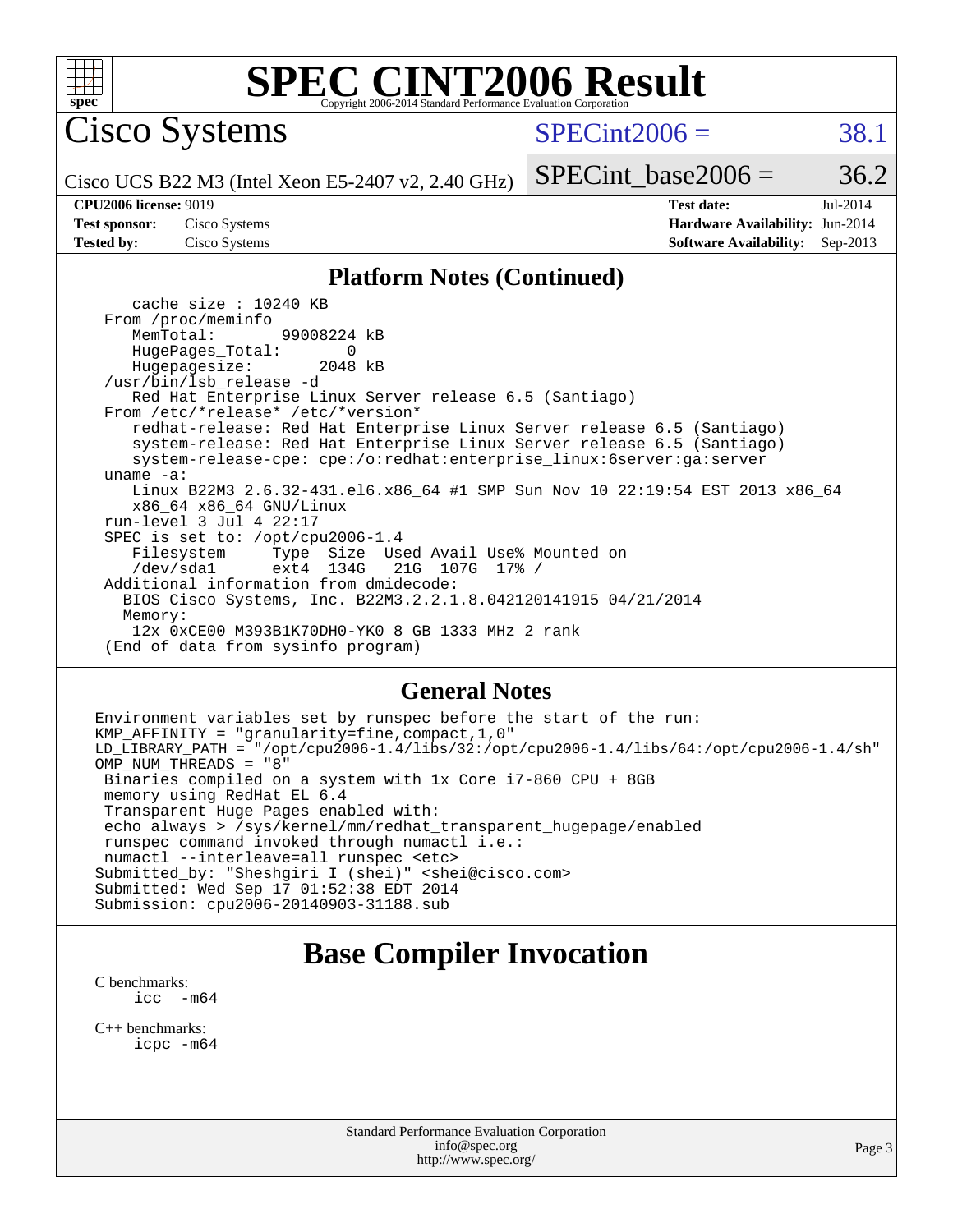# SPEC CINT2006 Result

Copyright 2006-2014 Standard Performance Evaluation Corporation

## Cisco Systems

Cisco UCS B22 M3 (Intel Xeon E5-2407 v2, 2.40 GHz)

SPECint2006 = 38.1

SPECint_base2006 = 36.2

| | | | |
|---|---|---|---|
| **CPU2006 license:** 9019 | | **Test date:** | Jul-2014 |
| **Test sponsor:** | Cisco Systems | **Hardware Availability:** | Jun-2014 |
| **Tested by:** | Cisco Systems | **Software Availability:** | Sep-2013 |

### Platform Notes (Continued)

```
    cache size : 10240 KB
 From /proc/meminfo
    MemTotal:       99008224 kB
    HugePages_Total:       0
    Hugepagesize:       2048 kB
 /usr/bin/lsb_release -d
    Red Hat Enterprise Linux Server release 6.5 (Santiago)
 From /etc/*release* /etc/*version*
    redhat-release: Red Hat Enterprise Linux Server release 6.5 (Santiago)
    system-release: Red Hat Enterprise Linux Server release 6.5 (Santiago)
    system-release-cpe: cpe:/o:redhat:enterprise_linux:6server:ga:server
 uname -a:
    Linux B22M3 2.6.32-431.el6.x86_64 #1 SMP Sun Nov 10 22:19:54 EST 2013 x86_64
    x86_64 x86_64 GNU/Linux
 run-level 3 Jul 4 22:17
 SPEC is set to: /opt/cpu2006-1.4
    Filesystem     Type  Size  Used Avail Use% Mounted on
    /dev/sda1      ext4  134G   21G  107G  17% /
 Additional information from dmidecode:
   BIOS Cisco Systems, Inc. B22M3.2.2.1.8.042120141915 04/21/2014
   Memory:
    12x 0xCE00 M393B1K70DH0-YK0 8 GB 1333 MHz 2 rank
 (End of data from sysinfo program)
```

### General Notes

```
Environment variables set by runspec before the start of the run:
KMP_AFFINITY = "granularity=fine,compact,1,0"
LD_LIBRARY_PATH = "/opt/cpu2006-1.4/libs/32:/opt/cpu2006-1.4/libs/64:/opt/cpu2006-1.4/sh"
OMP_NUM_THREADS = "8"
 Binaries compiled on a system with 1x Core i7-860 CPU + 8GB
 memory using RedHat EL 6.4
 Transparent Huge Pages enabled with:
 echo always > /sys/kernel/mm/redhat_transparent_hugepage/enabled
 runspec command invoked through numactl i.e.:
 numactl --interleave=all runspec <etc>
Submitted_by: "Sheshgiri I (shei)" <shei@cisco.com>
Submitted: Wed Sep 17 01:52:38 EDT 2014
Submission: cpu2006-20140903-31188.sub
```

## Base Compiler Invocation

C benchmarks:
    icc -m64

C++ benchmarks:
    icpc -m64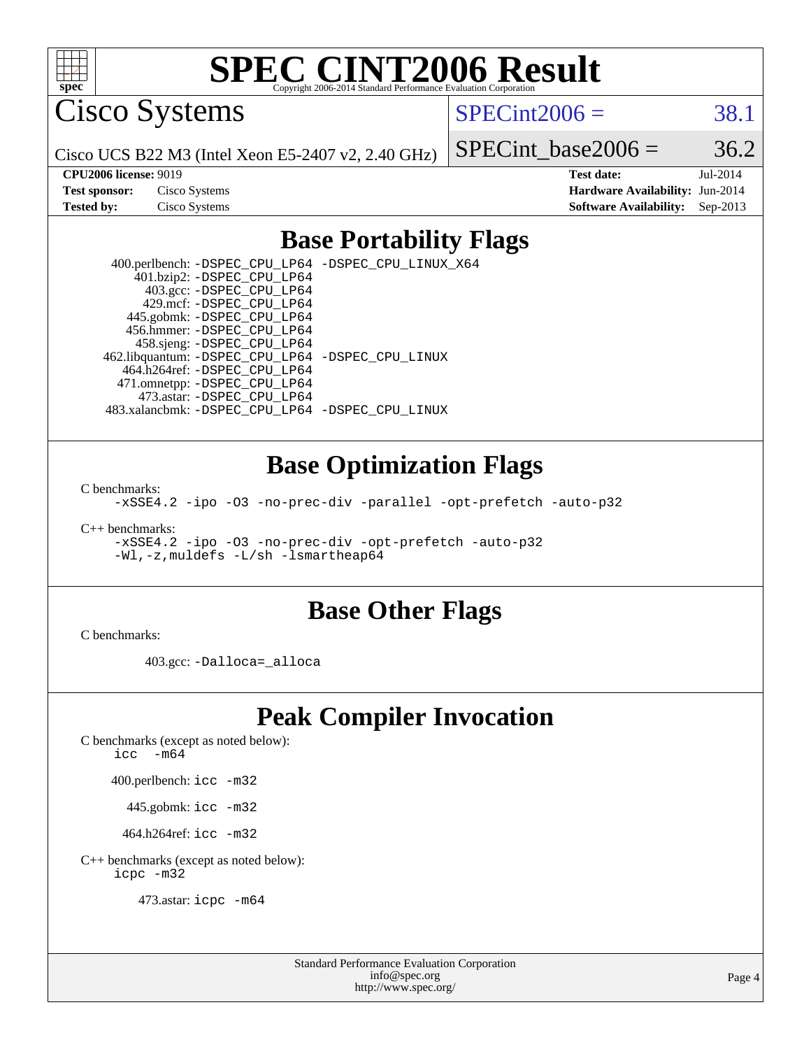# SPEC CINT2006 Result

Copyright 2006-2014 Standard Performance Evaluation Corporation

## Cisco Systems

Cisco UCS B22 M3 (Intel Xeon E5-2407 v2, 2.40 GHz)

SPECint2006 = 38.1

SPECint_base2006 = 36.2

| | | | |
|---|---|---|---|
| **CPU2006 license:** 9019 | | **Test date:** | Jul-2014 |
| **Test sponsor:** | Cisco Systems | **Hardware Availability:** | Jun-2014 |
| **Tested by:** | Cisco Systems | **Software Availability:** | Sep-2013 |

## Base Portability Flags

400.perlbench: -DSPEC_CPU_LP64 -DSPEC_CPU_LINUX_X64
401.bzip2: -DSPEC_CPU_LP64
403.gcc: -DSPEC_CPU_LP64
429.mcf: -DSPEC_CPU_LP64
445.gobmk: -DSPEC_CPU_LP64
456.hmmer: -DSPEC_CPU_LP64
458.sjeng: -DSPEC_CPU_LP64
462.libquantum: -DSPEC_CPU_LP64 -DSPEC_CPU_LINUX
464.h264ref: -DSPEC_CPU_LP64
471.omnetpp: -DSPEC_CPU_LP64
473.astar: -DSPEC_CPU_LP64
483.xalancbmk: -DSPEC_CPU_LP64 -DSPEC_CPU_LINUX

## Base Optimization Flags

C benchmarks:
-xSSE4.2 -ipo -O3 -no-prec-div -parallel -opt-prefetch -auto-p32

C++ benchmarks:
-xSSE4.2 -ipo -O3 -no-prec-div -opt-prefetch -auto-p32
-Wl,-z,muldefs -L/sh -lsmartheap64

## Base Other Flags

C benchmarks:

403.gcc: -Dalloca=_alloca

## Peak Compiler Invocation

C benchmarks (except as noted below):
icc -m64

400.perlbench: icc -m32

445.gobmk: icc -m32

464.h264ref: icc -m32

C++ benchmarks (except as noted below):
icpc -m32

473.astar: icpc -m64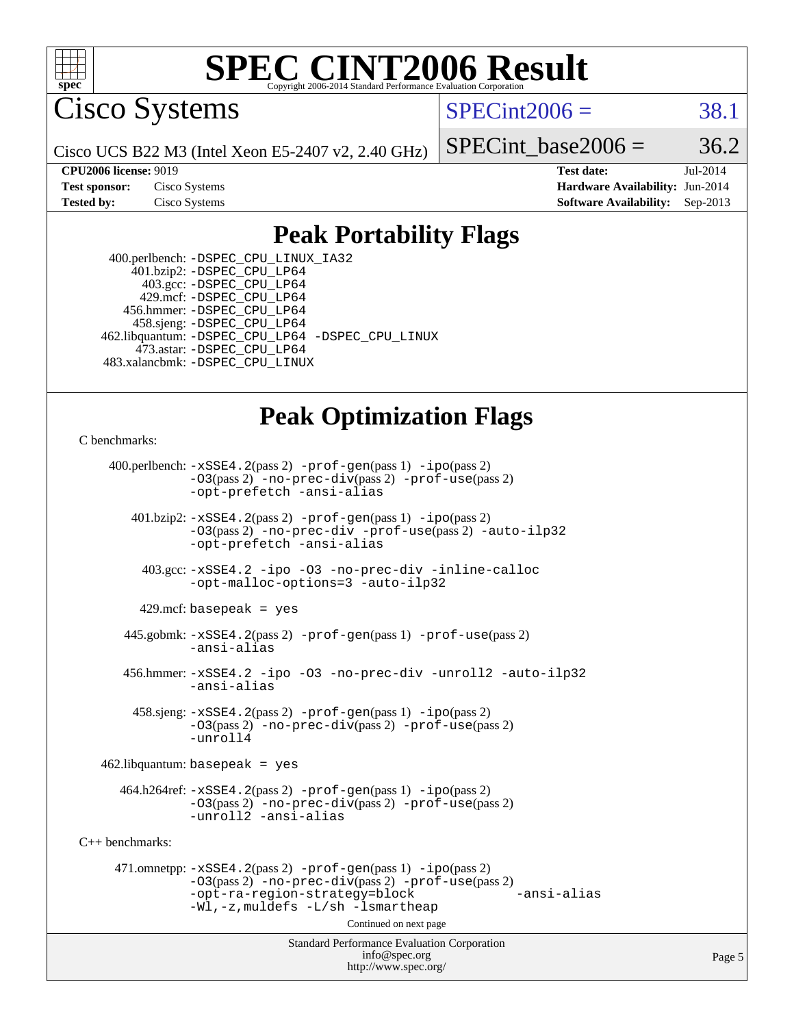# SPEC CINT2006 Result

Copyright 2006-2014 Standard Performance Evaluation Corporation

## Cisco Systems

Cisco UCS B22 M3 (Intel Xeon E5-2407 v2, 2.40 GHz)

SPECint2006 = 38.1

SPECint_base2006 = 36.2

| | | | |
|---|---|---|---|
| **CPU2006 license:** | 9019 | **Test date:** | Jul-2014 |
| **Test sponsor:** | Cisco Systems | **Hardware Availability:** | Jun-2014 |
| **Tested by:** | Cisco Systems | **Software Availability:** | Sep-2013 |

## Peak Portability Flags

400.perlbench: -DSPEC_CPU_LINUX_IA32
401.bzip2: -DSPEC_CPU_LP64
403.gcc: -DSPEC_CPU_LP64
429.mcf: -DSPEC_CPU_LP64
456.hmmer: -DSPEC_CPU_LP64
458.sjeng: -DSPEC_CPU_LP64
462.libquantum: -DSPEC_CPU_LP64 -DSPEC_CPU_LINUX
473.astar: -DSPEC_CPU_LP64
483.xalancbmk: -DSPEC_CPU_LINUX

## Peak Optimization Flags

C benchmarks:

400.perlbench: -xSSE4.2(pass 2) -prof-gen(pass 1) -ipo(pass 2) -O3(pass 2) -no-prec-div(pass 2) -prof-use(pass 2) -opt-prefetch -ansi-alias

401.bzip2: -xSSE4.2(pass 2) -prof-gen(pass 1) -ipo(pass 2) -O3(pass 2) -no-prec-div -prof-use(pass 2) -auto-ilp32 -opt-prefetch -ansi-alias

403.gcc: -xSSE4.2 -ipo -O3 -no-prec-div -inline-calloc -opt-malloc-options=3 -auto-ilp32

429.mcf: basepeak = yes

445.gobmk: -xSSE4.2(pass 2) -prof-gen(pass 1) -prof-use(pass 2) -ansi-alias

456.hmmer: -xSSE4.2 -ipo -O3 -no-prec-div -unroll2 -auto-ilp32 -ansi-alias

458.sjeng: -xSSE4.2(pass 2) -prof-gen(pass 1) -ipo(pass 2) -O3(pass 2) -no-prec-div(pass 2) -prof-use(pass 2) -unroll4

462.libquantum: basepeak = yes

464.h264ref: -xSSE4.2(pass 2) -prof-gen(pass 1) -ipo(pass 2) -O3(pass 2) -no-prec-div(pass 2) -prof-use(pass 2) -unroll2 -ansi-alias

C++ benchmarks:

471.omnetpp: -xSSE4.2(pass 2) -prof-gen(pass 1) -ipo(pass 2) -O3(pass 2) -no-prec-div(pass 2) -prof-use(pass 2) -opt-ra-region-strategy=block -ansi-alias -Wl,-z,muldefs -L/sh -lsmartheap

Continued on next page

Standard Performance Evaluation Corporation
info@spec.org
http://www.spec.org/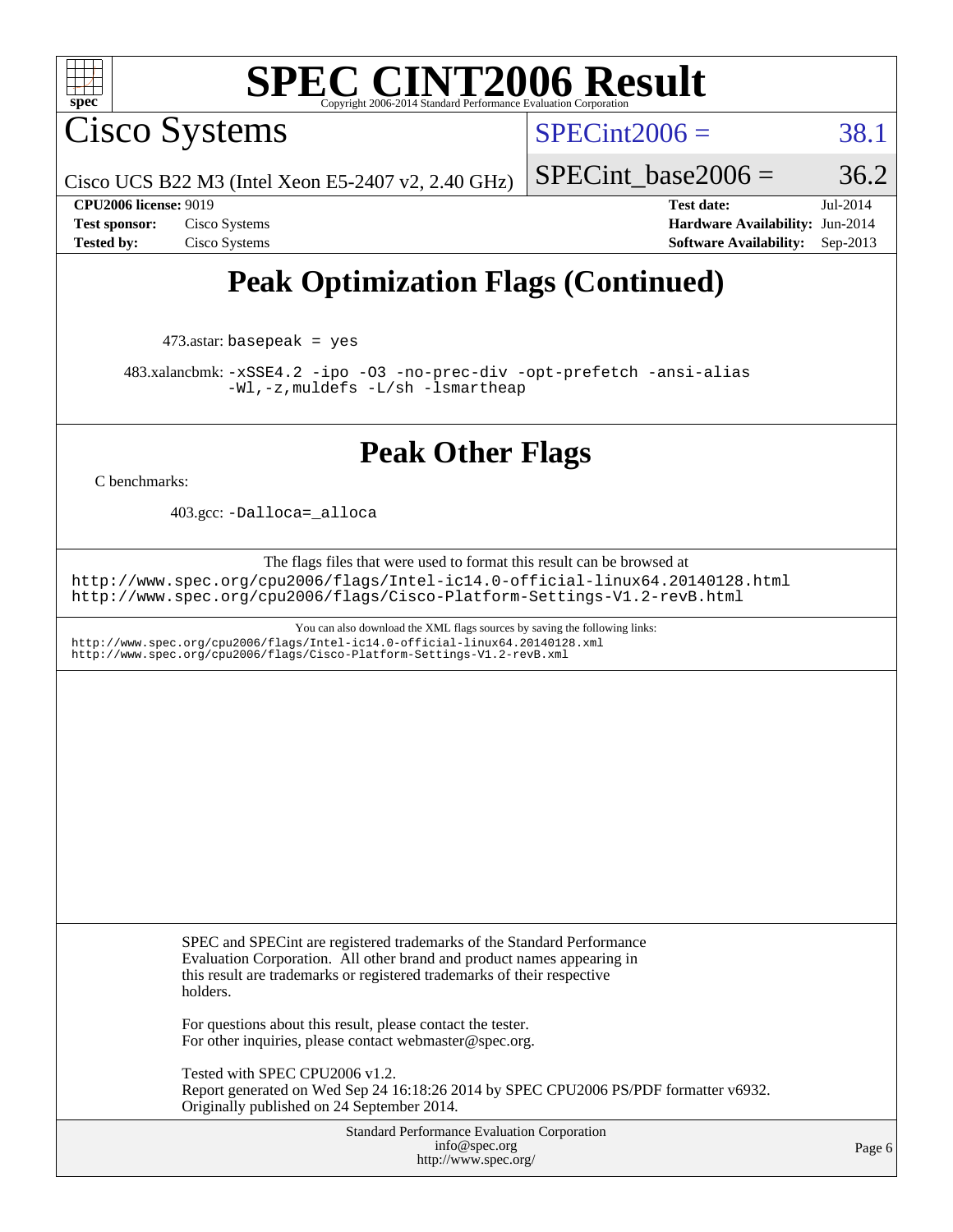# Peak Optimization Flags (Continued)

473.astar: basepeak = yes

483.xalancbmk: -xSSE4.2 -ipo -O3 -no-prec-div -opt-prefetch -ansi-alias -Wl,-z,muldefs -L/sh -lsmartheap

# Peak Other Flags

C benchmarks:

403.gcc: -Dalloca=_alloca

The flags files that were used to format this result can be browsed at
http://www.spec.org/cpu2006/flags/Intel-ic14.0-official-linux64.20140128.html
http://www.spec.org/cpu2006/flags/Cisco-Platform-Settings-V1.2-revB.html

You can also download the XML flags sources by saving the following links:
http://www.spec.org/cpu2006/flags/Intel-ic14.0-official-linux64.20140128.xml
http://www.spec.org/cpu2006/flags/Cisco-Platform-Settings-V1.2-revB.xml

SPEC and SPECint are registered trademarks of the Standard Performance Evaluation Corporation. All other brand and product names appearing in this result are trademarks or registered trademarks of their respective holders.

For questions about this result, please contact the tester.
For other inquiries, please contact webmaster@spec.org.

Tested with SPEC CPU2006 v1.2.
Report generated on Wed Sep 24 16:18:26 2014 by SPEC CPU2006 PS/PDF formatter v6932.
Originally published on 24 September 2014.